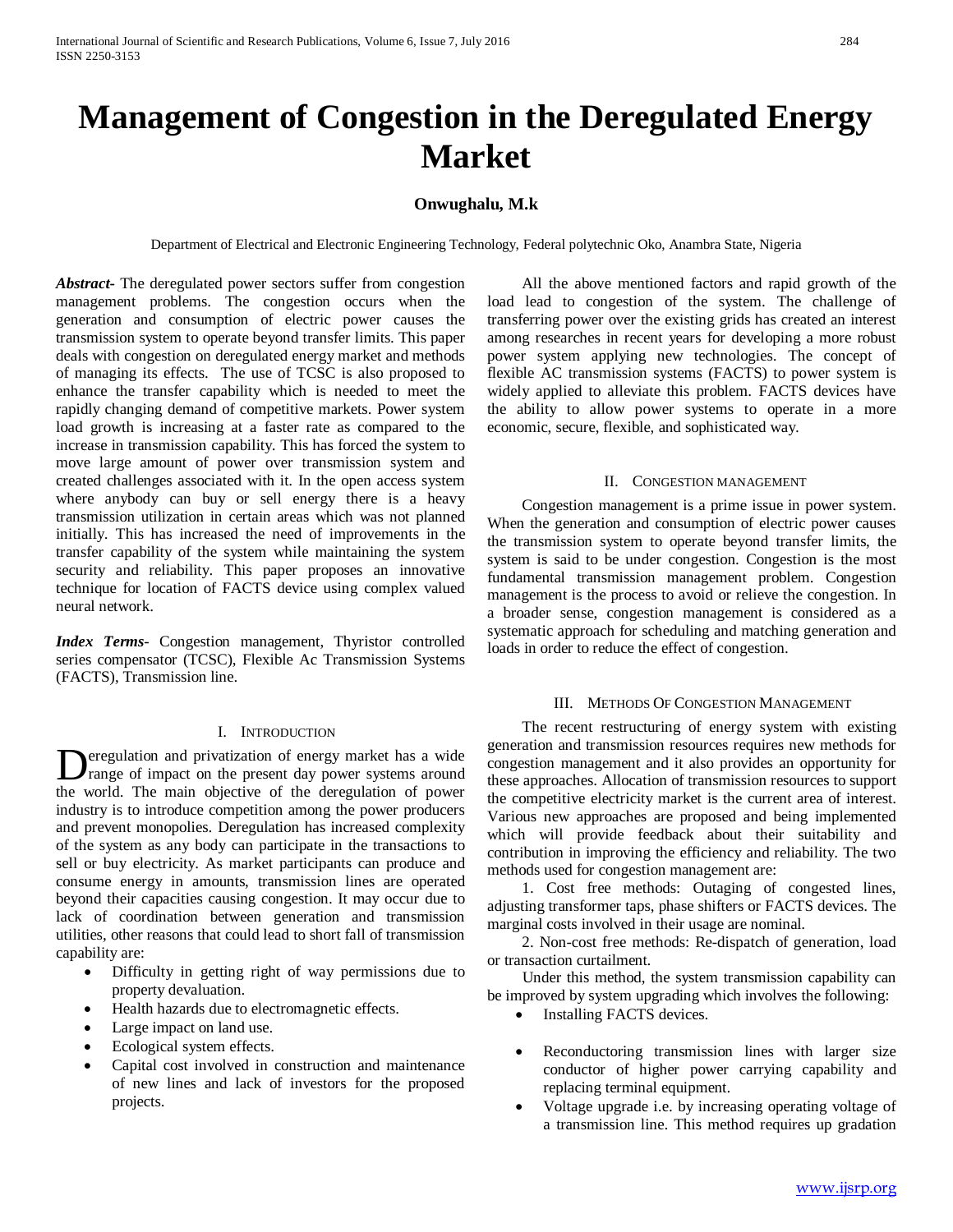# Management of Congestion in the Deregulated Energy Market

**Onwughalu, M.k**

Department of Electrical and Electronic Engineering Technology, Federal polytechnic Oko, Anambra State, Nigeria

***Abstract-*** The deregulated power sectors suffer from congestion management problems. The congestion occurs when the generation and consumption of electric power causes the transmission system to operate beyond transfer limits. This paper deals with congestion on deregulated energy market and methods of managing its effects. The use of TCSC is also proposed to enhance the transfer capability which is needed to meet the rapidly changing demand of competitive markets. Power system load growth is increasing at a faster rate as compared to the increase in transmission capability. This has forced the system to move large amount of power over transmission system and created challenges associated with it. In the open access system where anybody can buy or sell energy there is a heavy transmission utilization in certain areas which was not planned initially. This has increased the need of improvements in the transfer capability of the system while maintaining the system security and reliability. This paper proposes an innovative technique for location of FACTS device using complex valued neural network.

***Index Terms-*** Congestion management, Thyristor controlled series compensator (TCSC), Flexible Ac Transmission Systems (FACTS), Transmission line.

## I. Introduction

Deregulation and privatization of energy market has a wide range of impact on the present day power systems around the world. The main objective of the deregulation of power industry is to introduce competition among the power producers and prevent monopolies. Deregulation has increased complexity of the system as any body can participate in the transactions to sell or buy electricity. As market participants can produce and consume energy in amounts, transmission lines are operated beyond their capacities causing congestion. It may occur due to lack of coordination between generation and transmission utilities, other reasons that could lead to short fall of transmission capability are:

- Difficulty in getting right of way permissions due to property devaluation.
- Health hazards due to electromagnetic effects.
- Large impact on land use.
- Ecological system effects.
- Capital cost involved in construction and maintenance of new lines and lack of investors for the proposed projects.

All the above mentioned factors and rapid growth of the load lead to congestion of the system. The challenge of transferring power over the existing grids has created an interest among researches in recent years for developing a more robust power system applying new technologies. The concept of flexible AC transmission systems (FACTS) to power system is widely applied to alleviate this problem. FACTS devices have the ability to allow power systems to operate in a more economic, secure, flexible, and sophisticated way.

## II. Congestion management

Congestion management is a prime issue in power system. When the generation and consumption of electric power causes the transmission system to operate beyond transfer limits, the system is said to be under congestion. Congestion is the most fundamental transmission management problem. Congestion management is the process to avoid or relieve the congestion. In a broader sense, congestion management is considered as a systematic approach for scheduling and matching generation and loads in order to reduce the effect of congestion.

## III. Methods Of Congestion Management

The recent restructuring of energy system with existing generation and transmission resources requires new methods for congestion management and it also provides an opportunity for these approaches. Allocation of transmission resources to support the competitive electricity market is the current area of interest. Various new approaches are proposed and being implemented which will provide feedback about their suitability and contribution in improving the efficiency and reliability. The two methods used for congestion management are:

1. Cost free methods: Outaging of congested lines, adjusting transformer taps, phase shifters or FACTS devices. The marginal costs involved in their usage are nominal.

2. Non-cost free methods: Re-dispatch of generation, load or transaction curtailment.

Under this method, the system transmission capability can be improved by system upgrading which involves the following:

- Installing FACTS devices.
- Reconductoring transmission lines with larger size conductor of higher power carrying capability and replacing terminal equipment.
- Voltage upgrade i.e. by increasing operating voltage of a transmission line. This method requires up gradation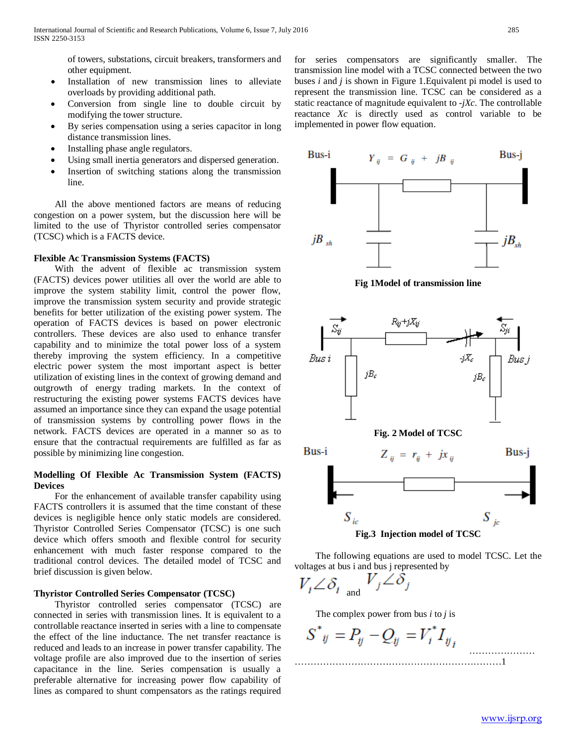of towers, substations, circuit breakers, transformers and other equipment.

- Installation of new transmission lines to alleviate overloads by providing additional path.
- Conversion from single line to double circuit by modifying the tower structure.
- By series compensation using a series capacitor in long distance transmission lines.
- Installing phase angle regulators.
- Using small inertia generators and dispersed generation.
- Insertion of switching stations along the transmission line.

All the above mentioned factors are means of reducing congestion on a power system, but the discussion here will be limited to the use of Thyristor controlled series compensator (TCSC) which is a FACTS device.

**Flexible Ac Transmission Systems (FACTS)**

With the advent of flexible ac transmission system (FACTS) devices power utilities all over the world are able to improve the system stability limit, control the power flow, improve the transmission system security and provide strategic benefits for better utilization of the existing power system. The operation of FACTS devices is based on power electronic controllers. These devices are also used to enhance transfer capability and to minimize the total power loss of a system thereby improving the system efficiency. In a competitive electric power system the most important aspect is better utilization of existing lines in the context of growing demand and outgrowth of energy trading markets. In the context of restructuring the existing power systems FACTS devices have assumed an importance since they can expand the usage potential of transmission systems by controlling power flows in the network. FACTS devices are operated in a manner so as to ensure that the contractual requirements are fulfilled as far as possible by minimizing line congestion.

**Modelling Of Flexible Ac Transmission System (FACTS) Devices**

For the enhancement of available transfer capability using FACTS controllers it is assumed that the time constant of these devices is negligible hence only static models are considered. Thyristor Controlled Series Compensator (TCSC) is one such device which offers smooth and flexible control for security enhancement with much faster response compared to the traditional control devices. The detailed model of TCSC and brief discussion is given below.

**Thyristor Controlled Series Compensator (TCSC)**

Thyristor controlled series compensator (TCSC) are connected in series with transmission lines. It is equivalent to a controllable reactance inserted in series with a line to compensate the effect of the line inductance. The net transfer reactance is reduced and leads to an increase in power transfer capability. The voltage profile are also improved due to the insertion of series capacitance in the line. Series compensation is usually a preferable alternative for increasing power flow capability of lines as compared to shunt compensators as the ratings required for series compensators are significantly smaller. The transmission line model with a TCSC connected between the two buses *i* and *j* is shown in Figure 1.Equivalent pi model is used to represent the transmission line. TCSC can be considered as a static reactance of magnitude equivalent to $-jXc$. The controllable reactance $Xc$ is directly used as control variable to be implemented in power flow equation.

**Fig 1Model of transmission line**

**Fig. 2 Model of TCSC**

**Fig.3 Injection model of TCSC**

The following equations are used to model TCSC. Let the voltages at bus i and bus j represented by

$V_i \angle \delta_i$ and $V_j \angle \delta_j$

The complex power from bus *i* to *j* is

$$S^*_{ij} = P_{ij} - Q_{ij} = V_i^* I_{ij_i} \quad \text{.....................} \quad 1$$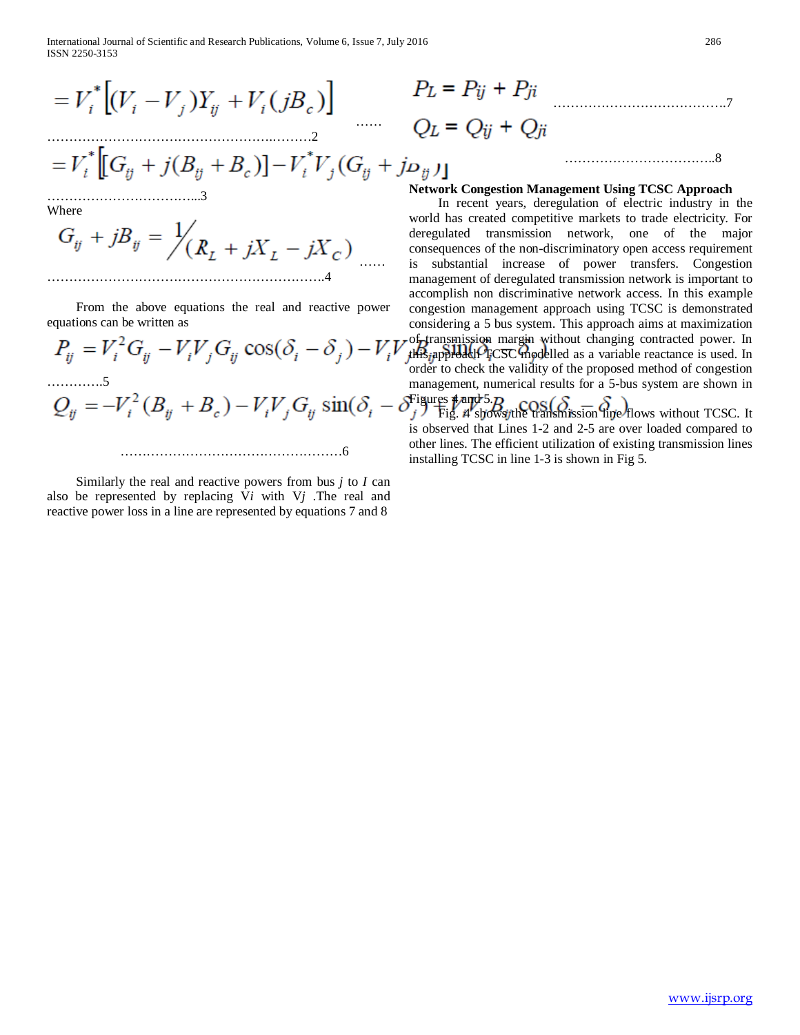$$= V_i^* \left[ (V_i - V_j) Y_{ij} + V_i (jB_c) \right] \quad \ldots\ldots 2$$

$$= V_i^* \left[ \left[ G_{ij} + j(B_{ij} + B_c) \right] - V_i^* V_j (G_{ij} + jB_{ij}) \right] \quad \ldots\ldots 3$$

Where

$$G_{ij} + jB_{ij} = \frac{1}{(R_L + jX_L - jX_C)} \quad \ldots\ldots 4$$

From the above equations the real and reactive power equations can be written as

$$P_{ij} = V_i^2 G_{ij} - V_i V_j G_{ij} \cos(\delta_i - \delta_j) - V_i V_j B_{ij} \sin(\delta_i - \delta_j) \quad \ldots\ldots 5$$

$$Q_{ij} = -V_i^2 (B_{ij} + B_c) - V_i V_j G_{ij} \sin(\delta_i - \delta_j) + V_i V_j B_{ij} \cos(\delta_i - \delta_j) \quad \ldots\ldots 6$$

Similarly the real and reactive powers from bus *j* to *I* can also be represented by replacing V*i* with V*j* .The real and reactive power loss in a line are represented by equations 7 and 8

$$P_L = P_{ij} + P_{ji} \quad \ldots\ldots 7$$

$$Q_L = Q_{ij} + Q_{ji} \quad \ldots\ldots 8$$

**Network Congestion Management Using TCSC Approach**

In recent years, deregulation of electric industry in the world has created competitive markets to trade electricity. For deregulated transmission network, one of the major consequences of the non-discriminatory open access requirement is substantial increase of power transfers. Congestion management of deregulated transmission network is important to accomplish non discriminative network access. In this example congestion management approach using TCSC is demonstrated considering a 5 bus system. This approach aims at maximization of transmission margin without changing contracted power. In this approach TCSC modelled as a variable reactance is used. In order to check the validity of the proposed method of congestion management, numerical results for a 5-bus system are shown in Figures 4 and 5.

Fig. 4 shows the transmission line flows without TCSC. It is observed that Lines 1-2 and 2-5 are over loaded compared to other lines. The efficient utilization of existing transmission lines installing TCSC in line 1-3 is shown in Fig 5.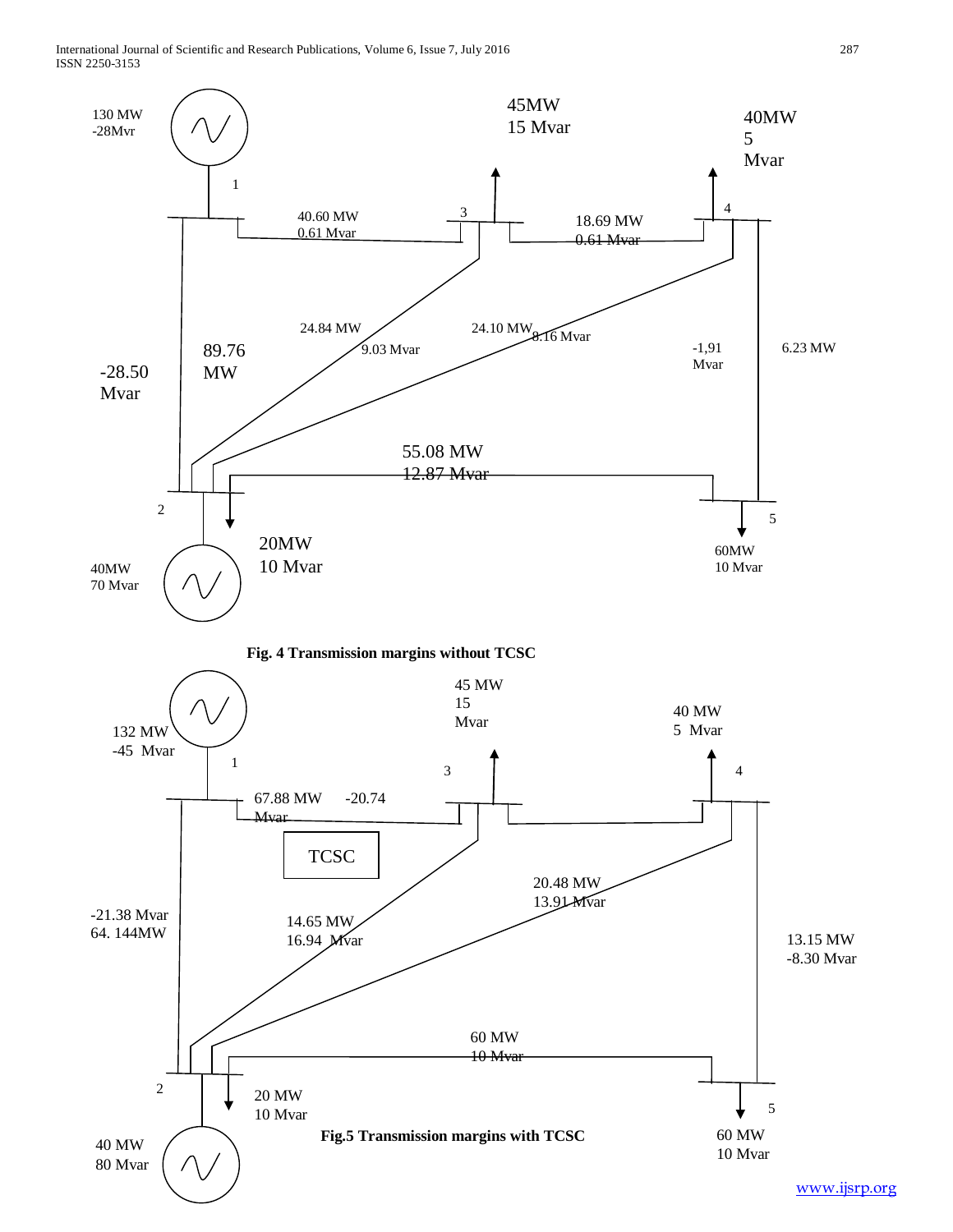Fig. 4 Transmission margins without TCSC

Fig.5 Transmission margins with TCSC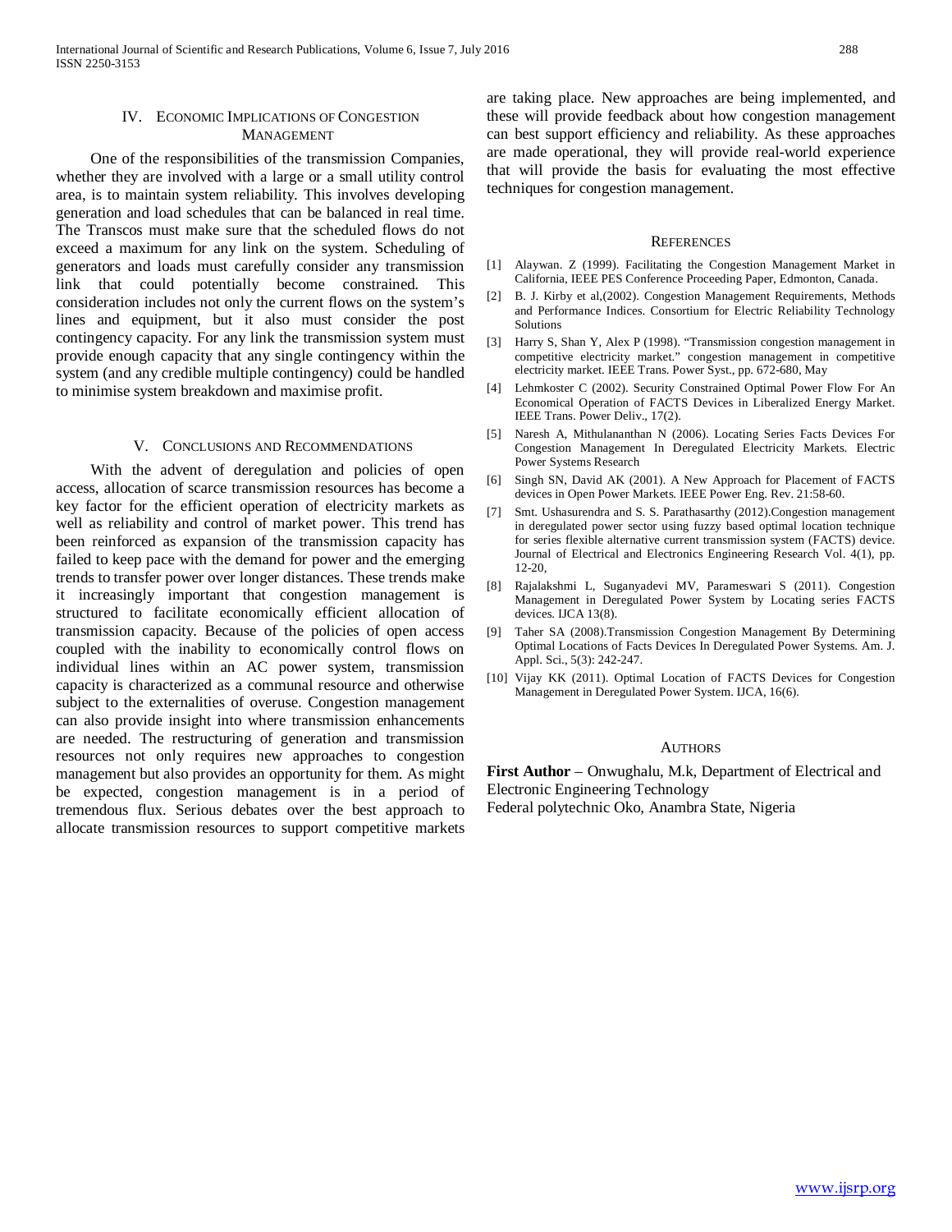## IV. Economic Implications of Congestion Management

One of the responsibilities of the transmission Companies, whether they are involved with a large or a small utility control area, is to maintain system reliability. This involves developing generation and load schedules that can be balanced in real time. The Transcos must make sure that the scheduled flows do not exceed a maximum for any link on the system. Scheduling of generators and loads must carefully consider any transmission link that could potentially become constrained. This consideration includes not only the current flows on the system's lines and equipment, but it also must consider the post contingency capacity. For any link the transmission system must provide enough capacity that any single contingency within the system (and any credible multiple contingency) could be handled to minimise system breakdown and maximise profit.

## V. Conclusions and Recommendations

With the advent of deregulation and policies of open access, allocation of scarce transmission resources has become a key factor for the efficient operation of electricity markets as well as reliability and control of market power. This trend has been reinforced as expansion of the transmission capacity has failed to keep pace with the demand for power and the emerging trends to transfer power over longer distances. These trends make it increasingly important that congestion management is structured to facilitate economically efficient allocation of transmission capacity. Because of the policies of open access coupled with the inability to economically control flows on individual lines within an AC power system, transmission capacity is characterized as a communal resource and otherwise subject to the externalities of overuse. Congestion management can also provide insight into where transmission enhancements are needed. The restructuring of generation and transmission resources not only requires new approaches to congestion management but also provides an opportunity for them. As might be expected, congestion management is in a period of tremendous flux. Serious debates over the best approach to allocate transmission resources to support competitive markets are taking place. New approaches are being implemented, and these will provide feedback about how congestion management can best support efficiency and reliability. As these approaches are made operational, they will provide real-world experience that will provide the basis for evaluating the most effective techniques for congestion management.

## References

[1] Alaywan. Z (1999). Facilitating the Congestion Management Market in California, IEEE PES Conference Proceeding Paper, Edmonton, Canada.

[2] B. J. Kirby et al,(2002). Congestion Management Requirements, Methods and Performance Indices. Consortium for Electric Reliability Technology Solutions

[3] Harry S, Shan Y, Alex P (1998). "Transmission congestion management in competitive electricity market." congestion management in competitive electricity market. IEEE Trans. Power Syst., pp. 672-680, May

[4] Lehmkoster C (2002). Security Constrained Optimal Power Flow For An Economical Operation of FACTS Devices in Liberalized Energy Market. IEEE Trans. Power Deliv., 17(2).

[5] Naresh A, Mithulananthan N (2006). Locating Series Facts Devices For Congestion Management In Deregulated Electricity Markets. Electric Power Systems Research

[6] Singh SN, David AK (2001). A New Approach for Placement of FACTS devices in Open Power Markets. IEEE Power Eng. Rev. 21:58-60.

[7] Smt. Ushasurendra and S. S. Parathasarthy (2012).Congestion management in deregulated power sector using fuzzy based optimal location technique for series flexible alternative current transmission system (FACTS) device. Journal of Electrical and Electronics Engineering Research Vol. 4(1), pp. 12-20,

[8] Rajalakshmi L, Suganyadevi MV, Parameswari S (2011). Congestion Management in Deregulated Power System by Locating series FACTS devices. IJCA 13(8).

[9] Taher SA (2008).Transmission Congestion Management By Determining Optimal Locations of Facts Devices In Deregulated Power Systems. Am. J. Appl. Sci., 5(3): 242-247.

[10] Vijay KK (2011). Optimal Location of FACTS Devices for Congestion Management in Deregulated Power System. IJCA, 16(6).

## Authors

**First Author** – Onwughalu, M.k, Department of Electrical and Electronic Engineering Technology
Federal polytechnic Oko, Anambra State, Nigeria